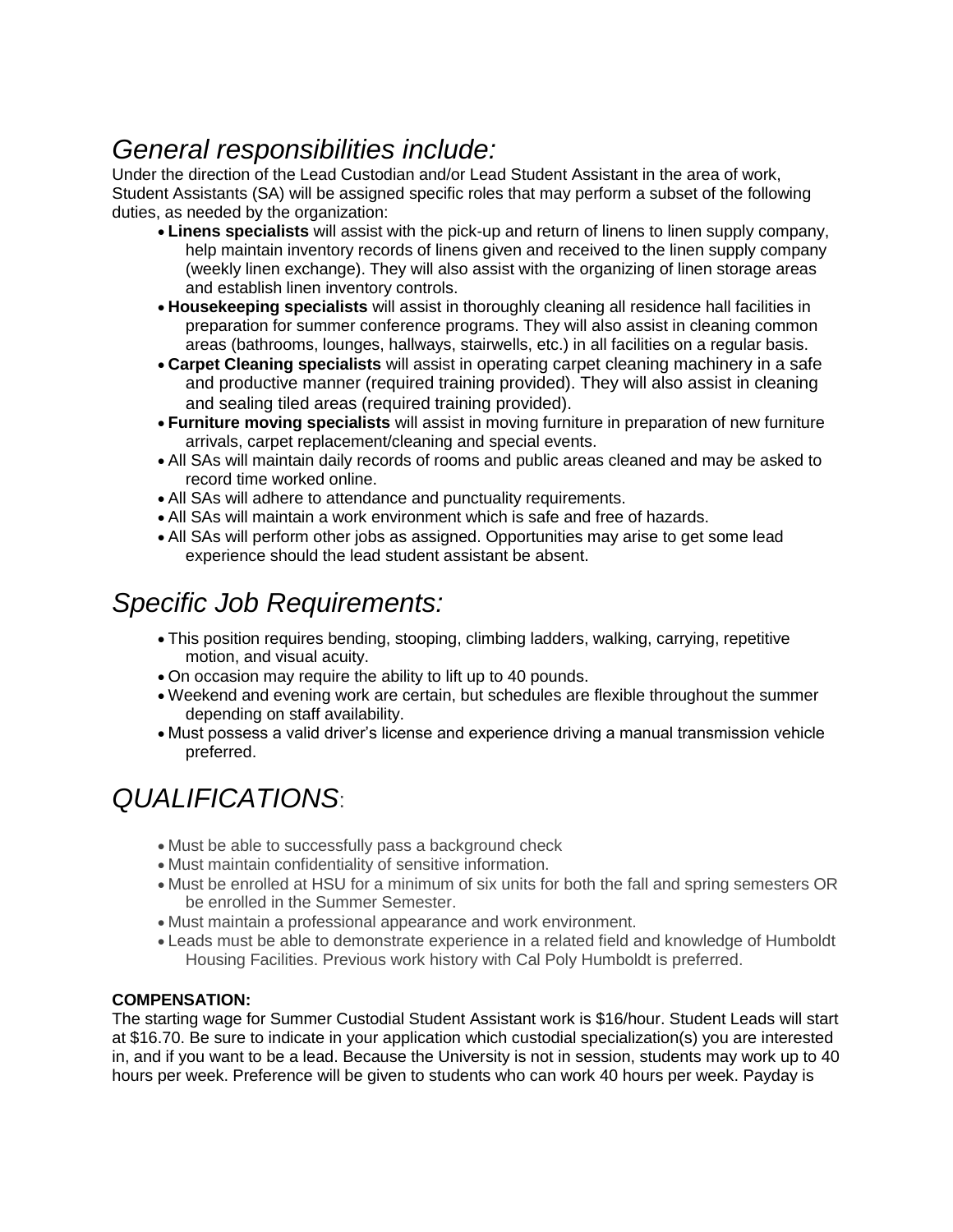## *General responsibilities include:*

Under the direction of the Lead Custodian and/or Lead Student Assistant in the area of work, Student Assistants (SA) will be assigned specific roles that may perform a subset of the following duties, as needed by the organization:

- **Linens specialists** will assist with the pick-up and return of linens to linen supply company, help maintain inventory records of linens given and received to the linen supply company (weekly linen exchange). They will also assist with the organizing of linen storage areas and establish linen inventory controls.
- **Housekeeping specialists** will assist in thoroughly cleaning all residence hall facilities in preparation for summer conference programs. They will also assist in cleaning common areas (bathrooms, lounges, hallways, stairwells, etc.) in all facilities on a regular basis.
- **Carpet Cleaning specialists** will assist in operating carpet cleaning machinery in a safe and productive manner (required training provided). They will also assist in cleaning and sealing tiled areas (required training provided).
- **Furniture moving specialists** will assist in moving furniture in preparation of new furniture arrivals, carpet replacement/cleaning and special events.
- All SAs will maintain daily records of rooms and public areas cleaned and may be asked to record time worked online.
- All SAs will adhere to attendance and punctuality requirements.
- All SAs will maintain a work environment which is safe and free of hazards.
- All SAs will perform other jobs as assigned. Opportunities may arise to get some lead experience should the lead student assistant be absent.

## *Specific Job Requirements:*

- This position requires bending, stooping, climbing ladders, walking, carrying, repetitive motion, and visual acuity.
- On occasion may require the ability to lift up to 40 pounds.
- Weekend and evening work are certain, but schedules are flexible throughout the summer depending on staff availability.
- Must possess a valid driver's license and experience driving a manual transmission vehicle preferred.

## *QUALIFICATIONS*:

- Must be able to successfully pass a background check
- Must maintain confidentiality of sensitive information.
- Must be enrolled at HSU for a minimum of six units for both the fall and spring semesters OR be enrolled in the Summer Semester.
- Must maintain a professional appearance and work environment.
- Leads must be able to demonstrate experience in a related field and knowledge of Humboldt Housing Facilities. Previous work history with Cal Poly Humboldt is preferred.

**COMPENSATION:**

The starting wage for Summer Custodial Student Assistant work is $16/hour. Student Leads will start at $16.70. Be sure to indicate in your application which custodial specialization(s) you are interested in, and if you want to be a lead. Because the University is not in session, students may work up to 40 hours per week. Preference will be given to students who can work 40 hours per week. Payday is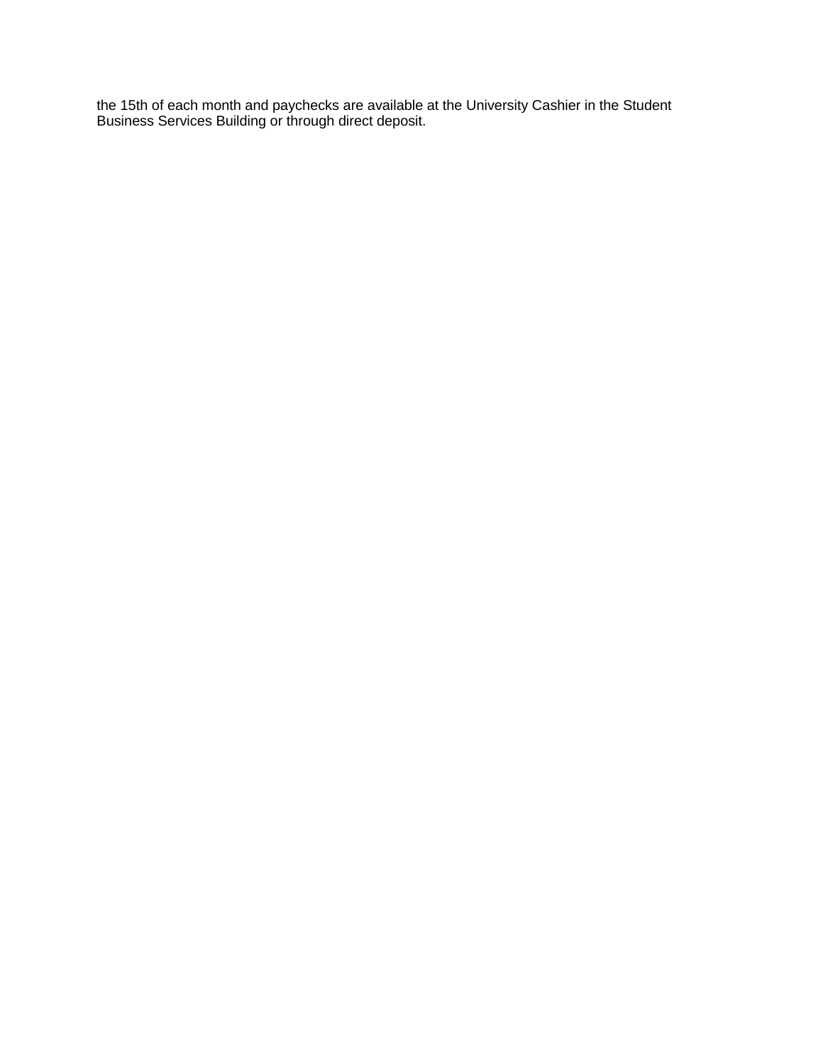the 15th of each month and paychecks are available at the University Cashier in the Student Business Services Building or through direct deposit.